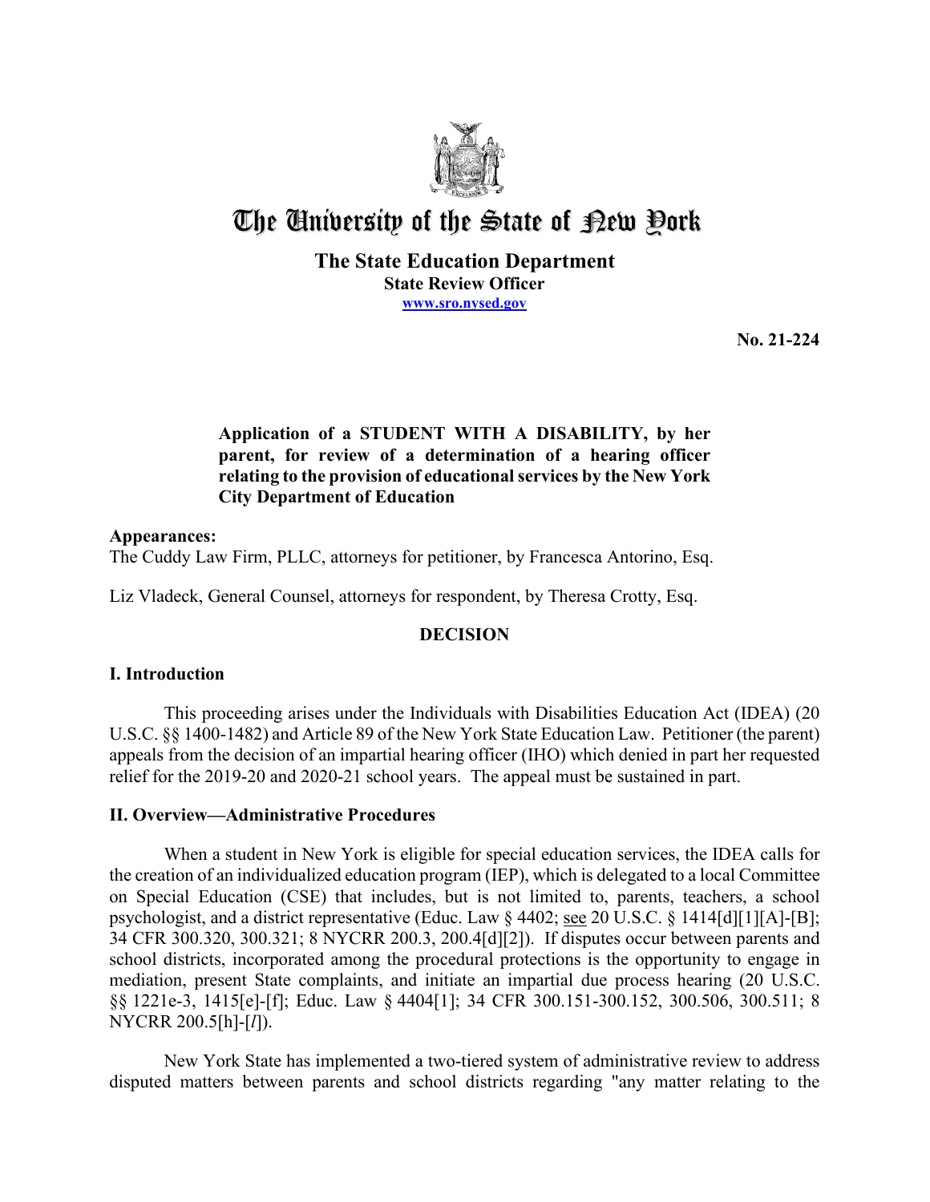# The University of the State of New York

**The State Education Department**
**State Review Officer**
**www.sro.nysed.gov**

**No. 21-224**

**Application of a STUDENT WITH A DISABILITY, by her parent, for review of a determination of a hearing officer relating to the provision of educational services by the New York City Department of Education**

**Appearances:**
The Cuddy Law Firm, PLLC, attorneys for petitioner, by Francesca Antorino, Esq.

Liz Vladeck, General Counsel, attorneys for respondent, by Theresa Crotty, Esq.

## DECISION

### I. Introduction

This proceeding arises under the Individuals with Disabilities Education Act (IDEA) (20 U.S.C. §§ 1400-1482) and Article 89 of the New York State Education Law. Petitioner (the parent) appeals from the decision of an impartial hearing officer (IHO) which denied in part her requested relief for the 2019-20 and 2020-21 school years. The appeal must be sustained in part.

### II. Overview—Administrative Procedures

When a student in New York is eligible for special education services, the IDEA calls for the creation of an individualized education program (IEP), which is delegated to a local Committee on Special Education (CSE) that includes, but is not limited to, parents, teachers, a school psychologist, and a district representative (Educ. Law § 4402; see 20 U.S.C. § 1414[d][1][A]-[B]; 34 CFR 300.320, 300.321; 8 NYCRR 200.3, 200.4[d][2]). If disputes occur between parents and school districts, incorporated among the procedural protections is the opportunity to engage in mediation, present State complaints, and initiate an impartial due process hearing (20 U.S.C. §§ 1221e-3, 1415[e]-[f]; Educ. Law § 4404[1]; 34 CFR 300.151-300.152, 300.506, 300.511; 8 NYCRR 200.5[h]-[*l*]).

New York State has implemented a two-tiered system of administrative review to address disputed matters between parents and school districts regarding "any matter relating to the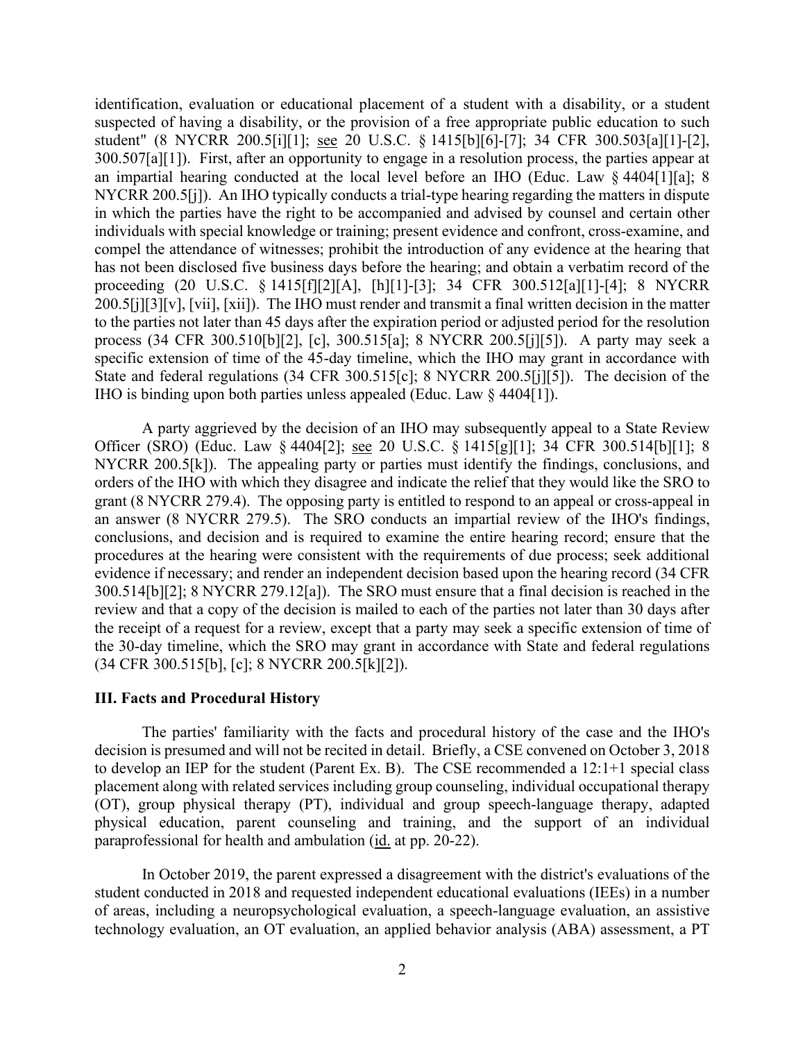identification, evaluation or educational placement of a student with a disability, or a student suspected of having a disability, or the provision of a free appropriate public education to such student" (8 NYCRR 200.5[i][1]; see 20 U.S.C. § 1415[b][6]-[7]; 34 CFR 300.503[a][1]-[2], 300.507[a][1]). First, after an opportunity to engage in a resolution process, the parties appear at an impartial hearing conducted at the local level before an IHO (Educ. Law § 4404[1][a]; 8 NYCRR 200.5[j]). An IHO typically conducts a trial-type hearing regarding the matters in dispute in which the parties have the right to be accompanied and advised by counsel and certain other individuals with special knowledge or training; present evidence and confront, cross-examine, and compel the attendance of witnesses; prohibit the introduction of any evidence at the hearing that has not been disclosed five business days before the hearing; and obtain a verbatim record of the proceeding (20 U.S.C. § 1415[f][2][A], [h][1]-[3]; 34 CFR 300.512[a][1]-[4]; 8 NYCRR 200.5[j][3][v], [vii], [xii]). The IHO must render and transmit a final written decision in the matter to the parties not later than 45 days after the expiration period or adjusted period for the resolution process (34 CFR 300.510[b][2], [c], 300.515[a]; 8 NYCRR 200.5[j][5]). A party may seek a specific extension of time of the 45-day timeline, which the IHO may grant in accordance with State and federal regulations (34 CFR 300.515[c]; 8 NYCRR 200.5[j][5]). The decision of the IHO is binding upon both parties unless appealed (Educ. Law § 4404[1]).

A party aggrieved by the decision of an IHO may subsequently appeal to a State Review Officer (SRO) (Educ. Law § 4404[2]; see 20 U.S.C. § 1415[g][1]; 34 CFR 300.514[b][1]; 8 NYCRR 200.5[k]). The appealing party or parties must identify the findings, conclusions, and orders of the IHO with which they disagree and indicate the relief that they would like the SRO to grant (8 NYCRR 279.4). The opposing party is entitled to respond to an appeal or cross-appeal in an answer (8 NYCRR 279.5). The SRO conducts an impartial review of the IHO's findings, conclusions, and decision and is required to examine the entire hearing record; ensure that the procedures at the hearing were consistent with the requirements of due process; seek additional evidence if necessary; and render an independent decision based upon the hearing record (34 CFR 300.514[b][2]; 8 NYCRR 279.12[a]). The SRO must ensure that a final decision is reached in the review and that a copy of the decision is mailed to each of the parties not later than 30 days after the receipt of a request for a review, except that a party may seek a specific extension of time of the 30-day timeline, which the SRO may grant in accordance with State and federal regulations (34 CFR 300.515[b], [c]; 8 NYCRR 200.5[k][2]).

## III. Facts and Procedural History

The parties' familiarity with the facts and procedural history of the case and the IHO's decision is presumed and will not be recited in detail. Briefly, a CSE convened on October 3, 2018 to develop an IEP for the student (Parent Ex. B). The CSE recommended a 12:1+1 special class placement along with related services including group counseling, individual occupational therapy (OT), group physical therapy (PT), individual and group speech-language therapy, adapted physical education, parent counseling and training, and the support of an individual paraprofessional for health and ambulation (id. at pp. 20-22).

In October 2019, the parent expressed a disagreement with the district's evaluations of the student conducted in 2018 and requested independent educational evaluations (IEEs) in a number of areas, including a neuropsychological evaluation, a speech-language evaluation, an assistive technology evaluation, an OT evaluation, an applied behavior analysis (ABA) assessment, a PT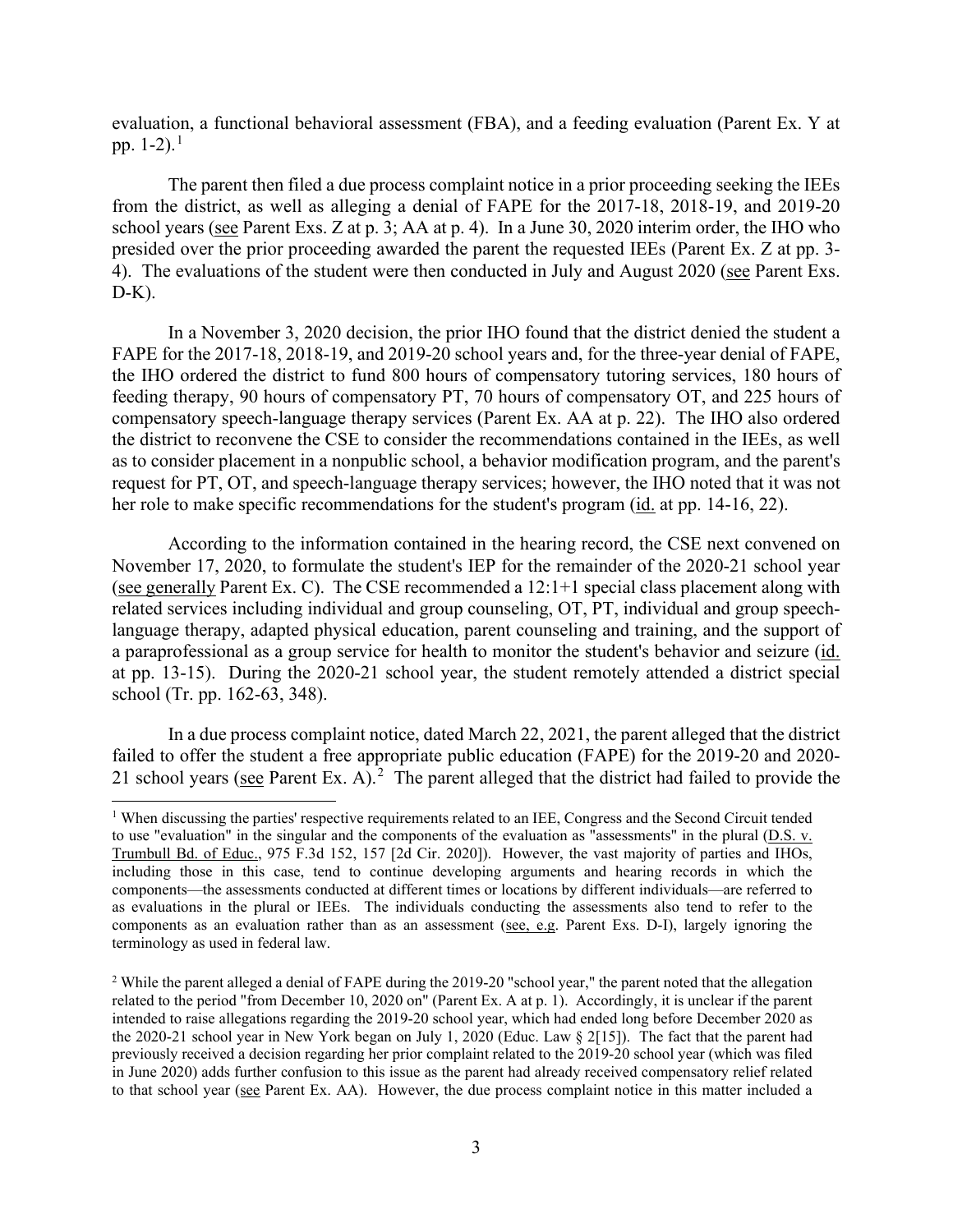evaluation, a functional behavioral assessment (FBA), and a feeding evaluation (Parent Ex. Y at pp. 1-2).[1]

The parent then filed a due process complaint notice in a prior proceeding seeking the IEEs from the district, as well as alleging a denial of FAPE for the 2017-18, 2018-19, and 2019-20 school years (see Parent Exs. Z at p. 3; AA at p. 4). In a June 30, 2020 interim order, the IHO who presided over the prior proceeding awarded the parent the requested IEEs (Parent Ex. Z at pp. 3-4). The evaluations of the student were then conducted in July and August 2020 (see Parent Exs. D-K).

In a November 3, 2020 decision, the prior IHO found that the district denied the student a FAPE for the 2017-18, 2018-19, and 2019-20 school years and, for the three-year denial of FAPE, the IHO ordered the district to fund 800 hours of compensatory tutoring services, 180 hours of feeding therapy, 90 hours of compensatory PT, 70 hours of compensatory OT, and 225 hours of compensatory speech-language therapy services (Parent Ex. AA at p. 22). The IHO also ordered the district to reconvene the CSE to consider the recommendations contained in the IEEs, as well as to consider placement in a nonpublic school, a behavior modification program, and the parent's request for PT, OT, and speech-language therapy services; however, the IHO noted that it was not her role to make specific recommendations for the student's program (id. at pp. 14-16, 22).

According to the information contained in the hearing record, the CSE next convened on November 17, 2020, to formulate the student's IEP for the remainder of the 2020-21 school year (see generally Parent Ex. C). The CSE recommended a 12:1+1 special class placement along with related services including individual and group counseling, OT, PT, individual and group speech-language therapy, adapted physical education, parent counseling and training, and the support of a paraprofessional as a group service for health to monitor the student's behavior and seizure (id. at pp. 13-15). During the 2020-21 school year, the student remotely attended a district special school (Tr. pp. 162-63, 348).

In a due process complaint notice, dated March 22, 2021, the parent alleged that the district failed to offer the student a free appropriate public education (FAPE) for the 2019-20 and 2020-21 school years (see Parent Ex. A).[2] The parent alleged that the district had failed to provide the

[1] When discussing the parties' respective requirements related to an IEE, Congress and the Second Circuit tended to use "evaluation" in the singular and the components of the evaluation as "assessments" in the plural (D.S. v. Trumbull Bd. of Educ., 975 F.3d 152, 157 [2d Cir. 2020]). However, the vast majority of parties and IHOs, including those in this case, tend to continue developing arguments and hearing records in which the components—the assessments conducted at different times or locations by different individuals—are referred to as evaluations in the plural or IEEs. The individuals conducting the assessments also tend to refer to the components as an evaluation rather than as an assessment (see, e.g. Parent Exs. D-I), largely ignoring the terminology as used in federal law.

[2] While the parent alleged a denial of FAPE during the 2019-20 "school year," the parent noted that the allegation related to the period "from December 10, 2020 on" (Parent Ex. A at p. 1). Accordingly, it is unclear if the parent intended to raise allegations regarding the 2019-20 school year, which had ended long before December 2020 as the 2020-21 school year in New York began on July 1, 2020 (Educ. Law § 2[15]). The fact that the parent had previously received a decision regarding her prior complaint related to the 2019-20 school year (which was filed in June 2020) adds further confusion to this issue as the parent had already received compensatory relief related to that school year (see Parent Ex. AA). However, the due process complaint notice in this matter included a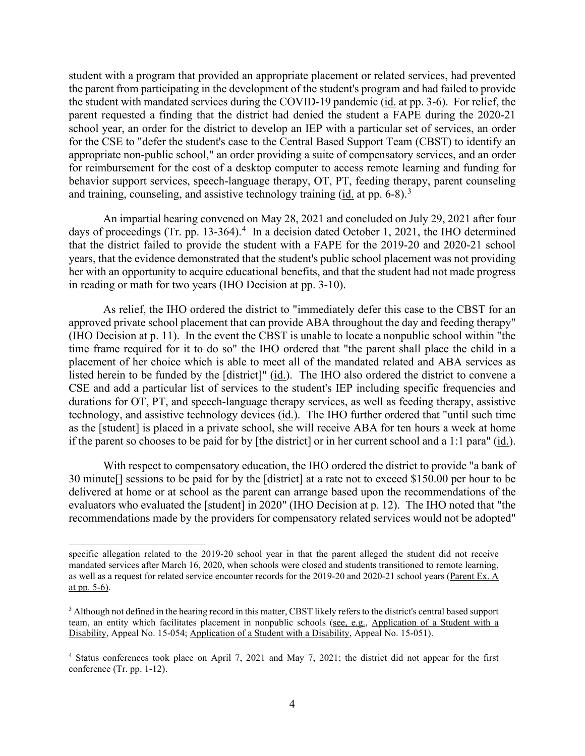student with a program that provided an appropriate placement or related services, had prevented the parent from participating in the development of the student's program and had failed to provide the student with mandated services during the COVID-19 pandemic (id. at pp. 3-6). For relief, the parent requested a finding that the district had denied the student a FAPE during the 2020-21 school year, an order for the district to develop an IEP with a particular set of services, an order for the CSE to "defer the student's case to the Central Based Support Team (CBST) to identify an appropriate non-public school," an order providing a suite of compensatory services, and an order for reimbursement for the cost of a desktop computer to access remote learning and funding for behavior support services, speech-language therapy, OT, PT, feeding therapy, parent counseling and training, counseling, and assistive technology training (id. at pp. 6-8).[3]

An impartial hearing convened on May 28, 2021 and concluded on July 29, 2021 after four days of proceedings (Tr. pp. 13-364).[4] In a decision dated October 1, 2021, the IHO determined that the district failed to provide the student with a FAPE for the 2019-20 and 2020-21 school years, that the evidence demonstrated that the student's public school placement was not providing her with an opportunity to acquire educational benefits, and that the student had not made progress in reading or math for two years (IHO Decision at pp. 3-10).

As relief, the IHO ordered the district to "immediately defer this case to the CBST for an approved private school placement that can provide ABA throughout the day and feeding therapy" (IHO Decision at p. 11). In the event the CBST is unable to locate a nonpublic school within "the time frame required for it to do so" the IHO ordered that "the parent shall place the child in a placement of her choice which is able to meet all of the mandated related and ABA services as listed herein to be funded by the [district]" (id.). The IHO also ordered the district to convene a CSE and add a particular list of services to the student's IEP including specific frequencies and durations for OT, PT, and speech-language therapy services, as well as feeding therapy, assistive technology, and assistive technology devices (id.). The IHO further ordered that "until such time as the [student] is placed in a private school, she will receive ABA for ten hours a week at home if the parent so chooses to be paid for by [the district] or in her current school and a 1:1 para" (id.).

With respect to compensatory education, the IHO ordered the district to provide "a bank of 30 minute[] sessions to be paid for by the [district] at a rate not to exceed $150.00 per hour to be delivered at home or at school as the parent can arrange based upon the recommendations of the evaluators who evaluated the [student] in 2020" (IHO Decision at p. 12). The IHO noted that "the recommendations made by the providers for compensatory related services would not be adopted"

---

specific allegation related to the 2019-20 school year in that the parent alleged the student did not receive mandated services after March 16, 2020, when schools were closed and students transitioned to remote learning, as well as a request for related service encounter records for the 2019-20 and 2020-21 school years (Parent Ex. A at pp. 5-6).

[3] Although not defined in the hearing record in this matter, CBST likely refers to the district's central based support team, an entity which facilitates placement in nonpublic schools (see, e.g., Application of a Student with a Disability, Appeal No. 15-054; Application of a Student with a Disability, Appeal No. 15-051).

[4] Status conferences took place on April 7, 2021 and May 7, 2021; the district did not appear for the first conference (Tr. pp. 1-12).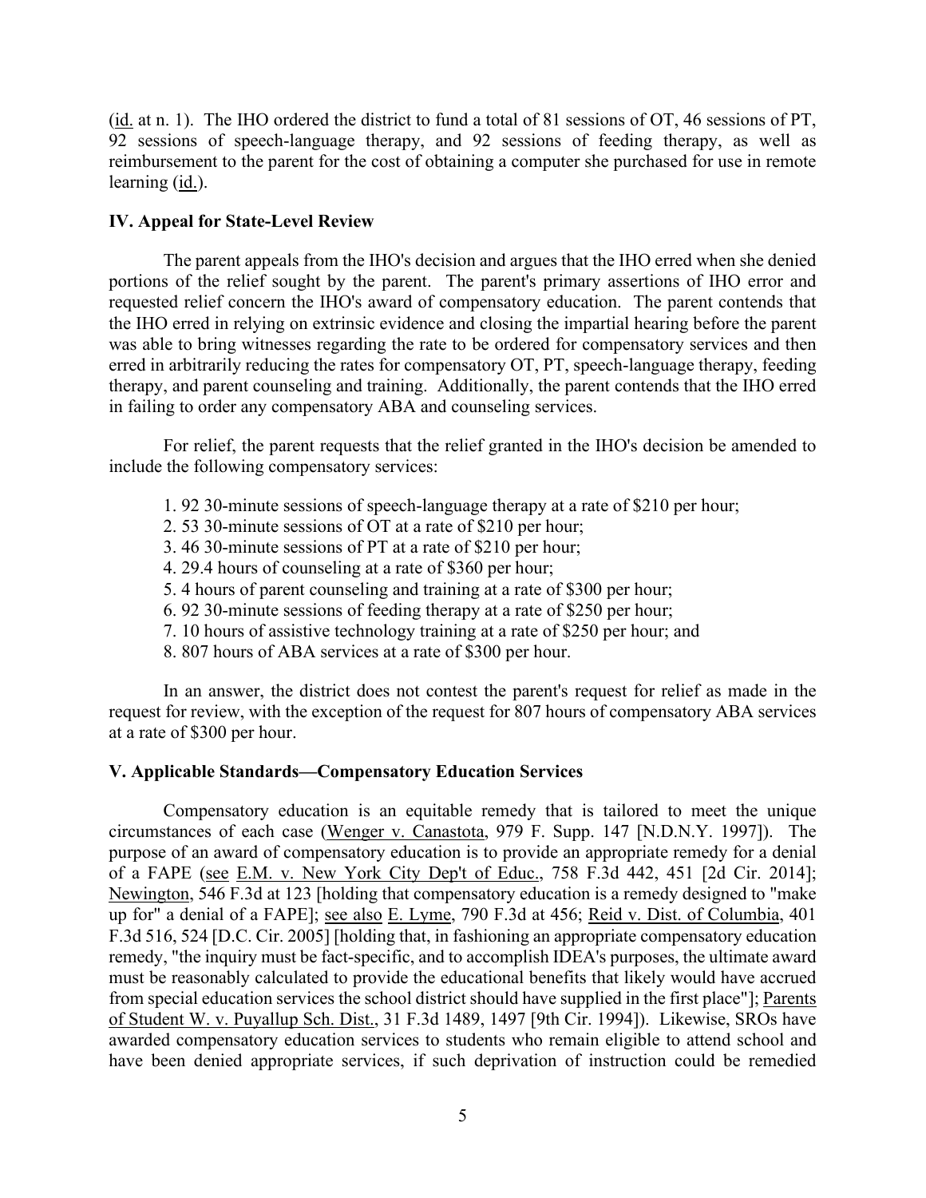(id. at n. 1). The IHO ordered the district to fund a total of 81 sessions of OT, 46 sessions of PT, 92 sessions of speech-language therapy, and 92 sessions of feeding therapy, as well as reimbursement to the parent for the cost of obtaining a computer she purchased for use in remote learning (id.).

## IV. Appeal for State-Level Review

The parent appeals from the IHO's decision and argues that the IHO erred when she denied portions of the relief sought by the parent. The parent's primary assertions of IHO error and requested relief concern the IHO's award of compensatory education. The parent contends that the IHO erred in relying on extrinsic evidence and closing the impartial hearing before the parent was able to bring witnesses regarding the rate to be ordered for compensatory services and then erred in arbitrarily reducing the rates for compensatory OT, PT, speech-language therapy, feeding therapy, and parent counseling and training. Additionally, the parent contends that the IHO erred in failing to order any compensatory ABA and counseling services.

For relief, the parent requests that the relief granted in the IHO's decision be amended to include the following compensatory services:

1. 92 30-minute sessions of speech-language therapy at a rate of $210 per hour;
2. 53 30-minute sessions of OT at a rate of $210 per hour;
3. 46 30-minute sessions of PT at a rate of $210 per hour;
4. 29.4 hours of counseling at a rate of $360 per hour;
5. 4 hours of parent counseling and training at a rate of $300 per hour;
6. 92 30-minute sessions of feeding therapy at a rate of $250 per hour;
7. 10 hours of assistive technology training at a rate of $250 per hour; and
8. 807 hours of ABA services at a rate of $300 per hour.

In an answer, the district does not contest the parent's request for relief as made in the request for review, with the exception of the request for 807 hours of compensatory ABA services at a rate of $300 per hour.

## V. Applicable Standards—Compensatory Education Services

Compensatory education is an equitable remedy that is tailored to meet the unique circumstances of each case (Wenger v. Canastota, 979 F. Supp. 147 [N.D.N.Y. 1997]). The purpose of an award of compensatory education is to provide an appropriate remedy for a denial of a FAPE (see E.M. v. New York City Dep't of Educ., 758 F.3d 442, 451 [2d Cir. 2014]; Newington, 546 F.3d at 123 [holding that compensatory education is a remedy designed to "make up for" a denial of a FAPE]; see also E. Lyme, 790 F.3d at 456; Reid v. Dist. of Columbia, 401 F.3d 516, 524 [D.C. Cir. 2005] [holding that, in fashioning an appropriate compensatory education remedy, "the inquiry must be fact-specific, and to accomplish IDEA's purposes, the ultimate award must be reasonably calculated to provide the educational benefits that likely would have accrued from special education services the school district should have supplied in the first place"]; Parents of Student W. v. Puyallup Sch. Dist., 31 F.3d 1489, 1497 [9th Cir. 1994]). Likewise, SROs have awarded compensatory education services to students who remain eligible to attend school and have been denied appropriate services, if such deprivation of instruction could be remedied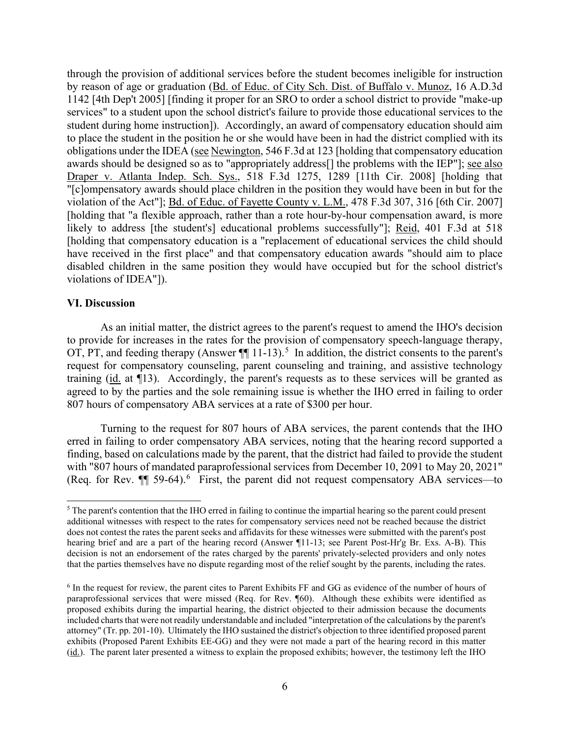through the provision of additional services before the student becomes ineligible for instruction by reason of age or graduation (Bd. of Educ. of City Sch. Dist. of Buffalo v. Munoz, 16 A.D.3d 1142 [4th Dep't 2005] [finding it proper for an SRO to order a school district to provide "make-up services" to a student upon the school district's failure to provide those educational services to the student during home instruction]). Accordingly, an award of compensatory education should aim to place the student in the position he or she would have been in had the district complied with its obligations under the IDEA (see Newington, 546 F.3d at 123 [holding that compensatory education awards should be designed so as to "appropriately address[] the problems with the IEP"]; see also Draper v. Atlanta Indep. Sch. Sys., 518 F.3d 1275, 1289 [11th Cir. 2008] [holding that "[c]ompensatory awards should place children in the position they would have been in but for the violation of the Act"]; Bd. of Educ. of Fayette County v. L.M., 478 F.3d 307, 316 [6th Cir. 2007] [holding that "a flexible approach, rather than a rote hour-by-hour compensation award, is more likely to address [the student's] educational problems successfully"]; Reid, 401 F.3d at 518 [holding that compensatory education is a "replacement of educational services the child should have received in the first place" and that compensatory education awards "should aim to place disabled children in the same position they would have occupied but for the school district's violations of IDEA"]).

### VI. Discussion

As an initial matter, the district agrees to the parent's request to amend the IHO's decision to provide for increases in the rates for the provision of compensatory speech-language therapy, OT, PT, and feeding therapy (Answer ¶¶ 11-13).[5] In addition, the district consents to the parent's request for compensatory counseling, parent counseling and training, and assistive technology training (id. at ¶13). Accordingly, the parent's requests as to these services will be granted as agreed to by the parties and the sole remaining issue is whether the IHO erred in failing to order 807 hours of compensatory ABA services at a rate of $300 per hour.

Turning to the request for 807 hours of ABA services, the parent contends that the IHO erred in failing to order compensatory ABA services, noting that the hearing record supported a finding, based on calculations made by the parent, that the district had failed to provide the student with "807 hours of mandated paraprofessional services from December 10, 2091 to May 20, 2021" (Req. for Rev. ¶¶ 59-64).[6] First, the parent did not request compensatory ABA services—to

---

[5] The parent's contention that the IHO erred in failing to continue the impartial hearing so the parent could present additional witnesses with respect to the rates for compensatory services need not be reached because the district does not contest the rates the parent seeks and affidavits for these witnesses were submitted with the parent's post hearing brief and are a part of the hearing record (Answer ¶11-13; see Parent Post-Hr'g Br. Exs. A-B). This decision is not an endorsement of the rates charged by the parents' privately-selected providers and only notes that the parties themselves have no dispute regarding most of the relief sought by the parents, including the rates.

[6] In the request for review, the parent cites to Parent Exhibits FF and GG as evidence of the number of hours of paraprofessional services that were missed (Req. for Rev. ¶60). Although these exhibits were identified as proposed exhibits during the impartial hearing, the district objected to their admission because the documents included charts that were not readily understandable and included "interpretation of the calculations by the parent's attorney" (Tr. pp. 201-10). Ultimately the IHO sustained the district's objection to three identified proposed parent exhibits (Proposed Parent Exhibits EE-GG) and they were not made a part of the hearing record in this matter (id.). The parent later presented a witness to explain the proposed exhibits; however, the testimony left the IHO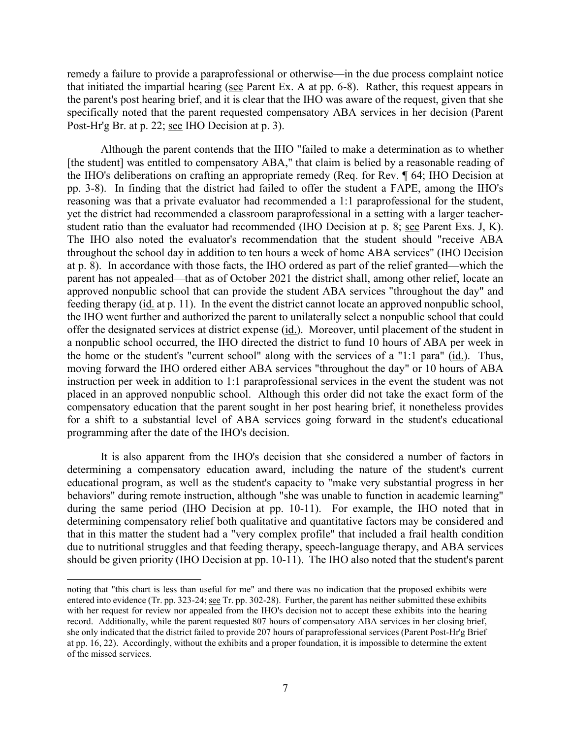remedy a failure to provide a paraprofessional or otherwise—in the due process complaint notice that initiated the impartial hearing (see Parent Ex. A at pp. 6-8). Rather, this request appears in the parent's post hearing brief, and it is clear that the IHO was aware of the request, given that she specifically noted that the parent requested compensatory ABA services in her decision (Parent Post-Hr'g Br. at p. 22; see IHO Decision at p. 3).

Although the parent contends that the IHO "failed to make a determination as to whether [the student] was entitled to compensatory ABA," that claim is belied by a reasonable reading of the IHO's deliberations on crafting an appropriate remedy (Req. for Rev. ¶ 64; IHO Decision at pp. 3-8). In finding that the district had failed to offer the student a FAPE, among the IHO's reasoning was that a private evaluator had recommended a 1:1 paraprofessional for the student, yet the district had recommended a classroom paraprofessional in a setting with a larger teacher-student ratio than the evaluator had recommended (IHO Decision at p. 8; see Parent Exs. J, K). The IHO also noted the evaluator's recommendation that the student should "receive ABA throughout the school day in addition to ten hours a week of home ABA services" (IHO Decision at p. 8). In accordance with those facts, the IHO ordered as part of the relief granted—which the parent has not appealed—that as of October 2021 the district shall, among other relief, locate an approved nonpublic school that can provide the student ABA services "throughout the day" and feeding therapy (id. at p. 11). In the event the district cannot locate an approved nonpublic school, the IHO went further and authorized the parent to unilaterally select a nonpublic school that could offer the designated services at district expense (id.). Moreover, until placement of the student in a nonpublic school occurred, the IHO directed the district to fund 10 hours of ABA per week in the home or the student's "current school" along with the services of a "1:1 para" (id.). Thus, moving forward the IHO ordered either ABA services "throughout the day" or 10 hours of ABA instruction per week in addition to 1:1 paraprofessional services in the event the student was not placed in an approved nonpublic school. Although this order did not take the exact form of the compensatory education that the parent sought in her post hearing brief, it nonetheless provides for a shift to a substantial level of ABA services going forward in the student's educational programming after the date of the IHO's decision.

It is also apparent from the IHO's decision that she considered a number of factors in determining a compensatory education award, including the nature of the student's current educational program, as well as the student's capacity to "make very substantial progress in her behaviors" during remote instruction, although "she was unable to function in academic learning" during the same period (IHO Decision at pp. 10-11). For example, the IHO noted that in determining compensatory relief both qualitative and quantitative factors may be considered and that in this matter the student had a "very complex profile" that included a frail health condition due to nutritional struggles and that feeding therapy, speech-language therapy, and ABA services should be given priority (IHO Decision at pp. 10-11). The IHO also noted that the student's parent

noting that "this chart is less than useful for me" and there was no indication that the proposed exhibits were entered into evidence (Tr. pp. 323-24; see Tr. pp. 302-28). Further, the parent has neither submitted these exhibits with her request for review nor appealed from the IHO's decision not to accept these exhibits into the hearing record. Additionally, while the parent requested 807 hours of compensatory ABA services in her closing brief, she only indicated that the district failed to provide 207 hours of paraprofessional services (Parent Post-Hr'g Brief at pp. 16, 22). Accordingly, without the exhibits and a proper foundation, it is impossible to determine the extent of the missed services.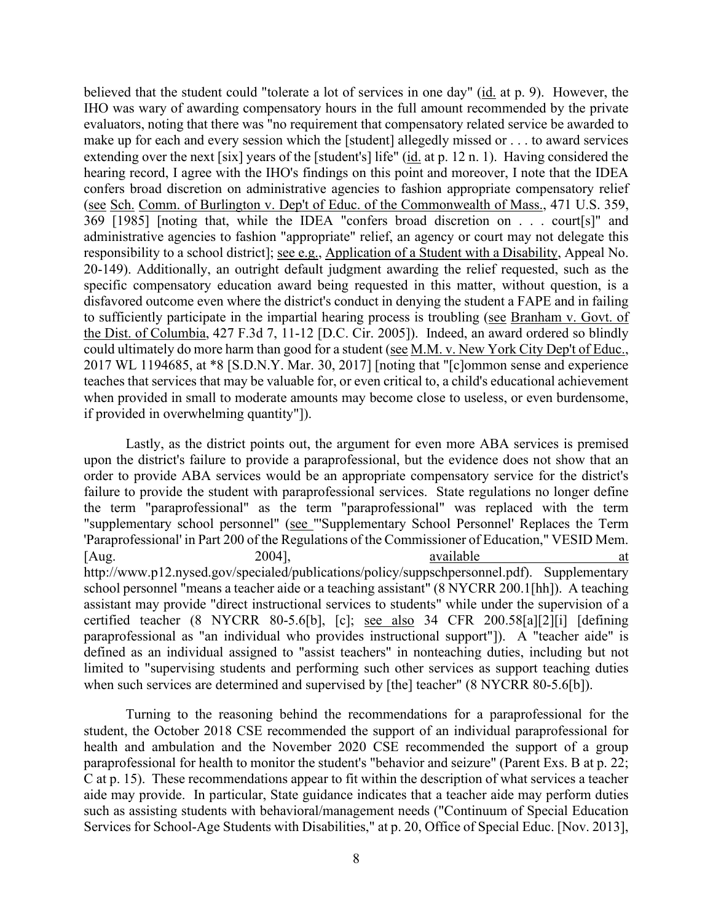believed that the student could "tolerate a lot of services in one day" (id. at p. 9). However, the IHO was wary of awarding compensatory hours in the full amount recommended by the private evaluators, noting that there was "no requirement that compensatory related service be awarded to make up for each and every session which the [student] allegedly missed or . . . to award services extending over the next [six] years of the [student's] life" (id. at p. 12 n. 1). Having considered the hearing record, I agree with the IHO's findings on this point and moreover, I note that the IDEA confers broad discretion on administrative agencies to fashion appropriate compensatory relief (see Sch. Comm. of Burlington v. Dep't of Educ. of the Commonwealth of Mass., 471 U.S. 359, 369 [1985] [noting that, while the IDEA "confers broad discretion on . . . court[s]" and administrative agencies to fashion "appropriate" relief, an agency or court may not delegate this responsibility to a school district]; see e.g., Application of a Student with a Disability, Appeal No. 20-149). Additionally, an outright default judgment awarding the relief requested, such as the specific compensatory education award being requested in this matter, without question, is a disfavored outcome even where the district's conduct in denying the student a FAPE and in failing to sufficiently participate in the impartial hearing process is troubling (see Branham v. Govt. of the Dist. of Columbia, 427 F.3d 7, 11-12 [D.C. Cir. 2005]). Indeed, an award ordered so blindly could ultimately do more harm than good for a student (see M.M. v. New York City Dep't of Educ., 2017 WL 1194685, at *8 [S.D.N.Y. Mar. 30, 2017] [noting that "[c]ommon sense and experience teaches that services that may be valuable for, or even critical to, a child's educational achievement when provided in small to moderate amounts may become close to useless, or even burdensome, if provided in overwhelming quantity"]).

Lastly, as the district points out, the argument for even more ABA services is premised upon the district's failure to provide a paraprofessional, but the evidence does not show that an order to provide ABA services would be an appropriate compensatory service for the district's failure to provide the student with paraprofessional services. State regulations no longer define the term "paraprofessional" as the term "paraprofessional" was replaced with the term "supplementary school personnel" (see "'Supplementary School Personnel' Replaces the Term 'Paraprofessional' in Part 200 of the Regulations of the Commissioner of Education," VESID Mem. [Aug. 2004], available at http://www.p12.nysed.gov/specialed/publications/policy/suppschpersonnel.pdf). Supplementary school personnel "means a teacher aide or a teaching assistant" (8 NYCRR 200.1[hh]). A teaching assistant may provide "direct instructional services to students" while under the supervision of a certified teacher (8 NYCRR 80-5.6[b], [c]; see also 34 CFR 200.58[a][2][i] [defining paraprofessional as "an individual who provides instructional support"]). A "teacher aide" is defined as an individual assigned to "assist teachers" in nonteaching duties, including but not limited to "supervising students and performing such other services as support teaching duties when such services are determined and supervised by [the] teacher" (8 NYCRR 80-5.6[b]).

Turning to the reasoning behind the recommendations for a paraprofessional for the student, the October 2018 CSE recommended the support of an individual paraprofessional for health and ambulation and the November 2020 CSE recommended the support of a group paraprofessional for health to monitor the student's "behavior and seizure" (Parent Exs. B at p. 22; C at p. 15). These recommendations appear to fit within the description of what services a teacher aide may provide. In particular, State guidance indicates that a teacher aide may perform duties such as assisting students with behavioral/management needs ("Continuum of Special Education Services for School-Age Students with Disabilities," at p. 20, Office of Special Educ. [Nov. 2013],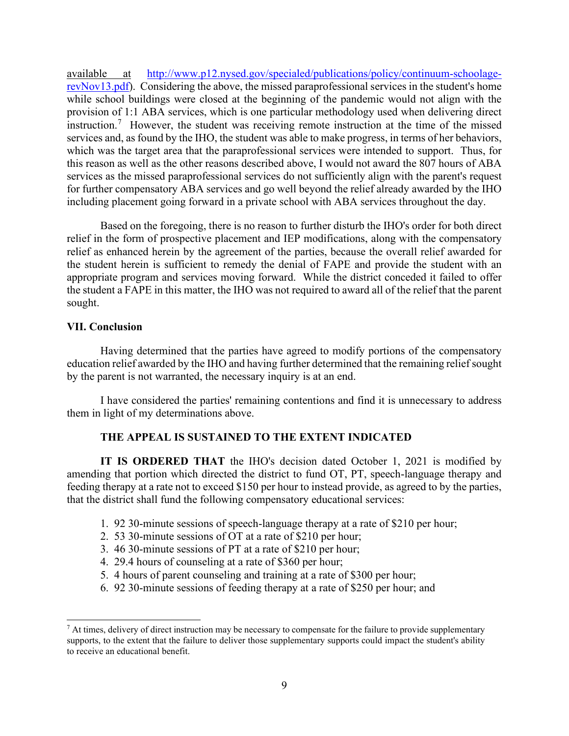available at [http://www.p12.nysed.gov/specialed/publications/policy/continuum-schoolage-revNov13.pdf](http://www.p12.nysed.gov/specialed/publications/policy/continuum-schoolage-revNov13.pdf)). Considering the above, the missed paraprofessional services in the student's home while school buildings were closed at the beginning of the pandemic would not align with the provision of 1:1 ABA services, which is one particular methodology used when delivering direct instruction.[7] However, the student was receiving remote instruction at the time of the missed services and, as found by the IHO, the student was able to make progress, in terms of her behaviors, which was the target area that the paraprofessional services were intended to support. Thus, for this reason as well as the other reasons described above, I would not award the 807 hours of ABA services as the missed paraprofessional services do not sufficiently align with the parent's request for further compensatory ABA services and go well beyond the relief already awarded by the IHO including placement going forward in a private school with ABA services throughout the day.

Based on the foregoing, there is no reason to further disturb the IHO's order for both direct relief in the form of prospective placement and IEP modifications, along with the compensatory relief as enhanced herein by the agreement of the parties, because the overall relief awarded for the student herein is sufficient to remedy the denial of FAPE and provide the student with an appropriate program and services moving forward. While the district conceded it failed to offer the student a FAPE in this matter, the IHO was not required to award all of the relief that the parent sought.

## VII. Conclusion

Having determined that the parties have agreed to modify portions of the compensatory education relief awarded by the IHO and having further determined that the remaining relief sought by the parent is not warranted, the necessary inquiry is at an end.

I have considered the parties' remaining contentions and find it is unnecessary to address them in light of my determinations above.

**THE APPEAL IS SUSTAINED TO THE EXTENT INDICATED**

**IT IS ORDERED THAT** the IHO's decision dated October 1, 2021 is modified by amending that portion which directed the district to fund OT, PT, speech-language therapy and feeding therapy at a rate not to exceed $150 per hour to instead provide, as agreed to by the parties, that the district shall fund the following compensatory educational services:

1. 92 30-minute sessions of speech-language therapy at a rate of $210 per hour;
2. 53 30-minute sessions of OT at a rate of $210 per hour;
3. 46 30-minute sessions of PT at a rate of $210 per hour;
4. 29.4 hours of counseling at a rate of $360 per hour;
5. 4 hours of parent counseling and training at a rate of $300 per hour;
6. 92 30-minute sessions of feeding therapy at a rate of $250 per hour; and

[7] At times, delivery of direct instruction may be necessary to compensate for the failure to provide supplementary supports, to the extent that the failure to deliver those supplementary supports could impact the student's ability to receive an educational benefit.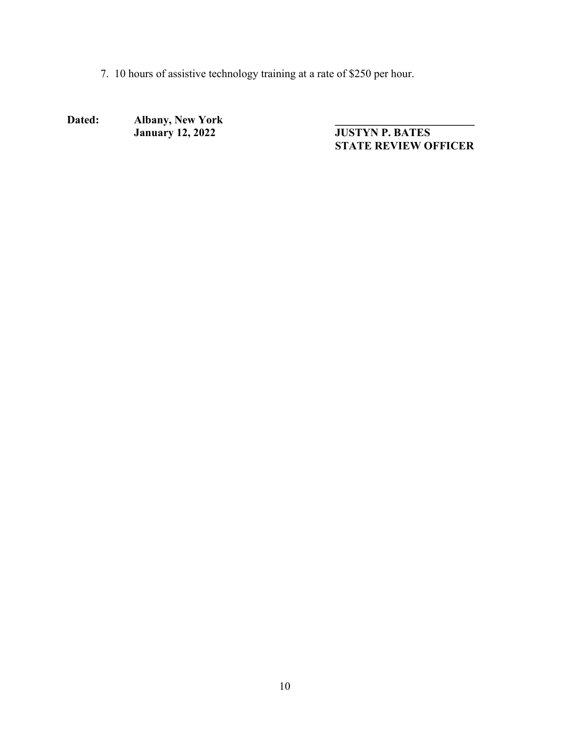7. 10 hours of assistive technology training at a rate of $250 per hour.

**Dated:** **Albany, New York**
**January 12, 2022**

___________________________
**JUSTYN P. BATES**
**STATE REVIEW OFFICER**